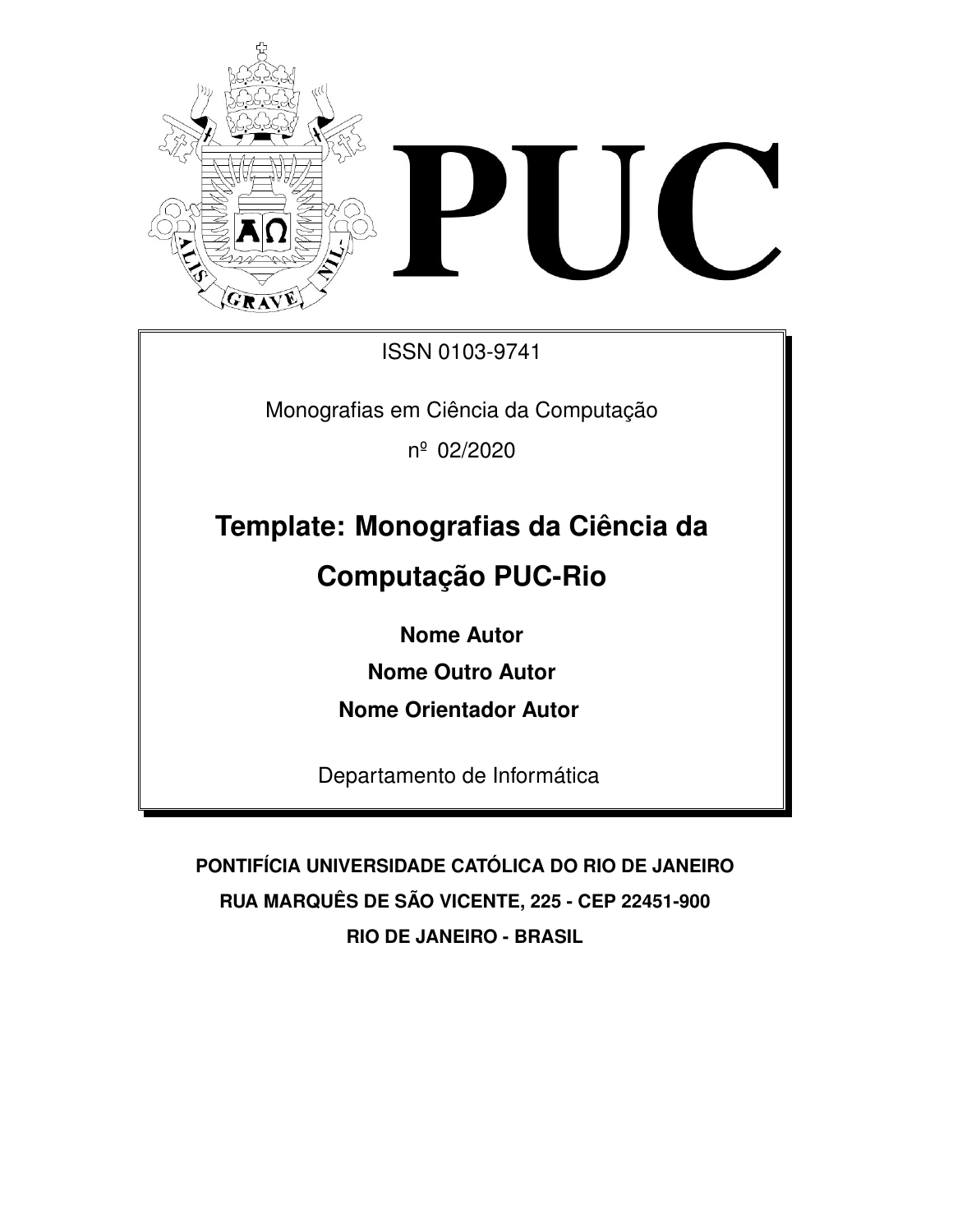PUC

ISSN 0103-9741

Monografias em Ciência da Computação

nº 02/2020

# Template: Monografias da Ciência da Computação PUC-Rio

**Nome Autor**

**Nome Outro Autor**

**Nome Orientador Autor**

Departamento de Informática

**PONTIFÍCIA UNIVERSIDADE CATÓLICA DO RIO DE JANEIRO**

**RUA MARQUÊS DE SÃO VICENTE, 225 - CEP 22451-900**

**RIO DE JANEIRO - BRASIL**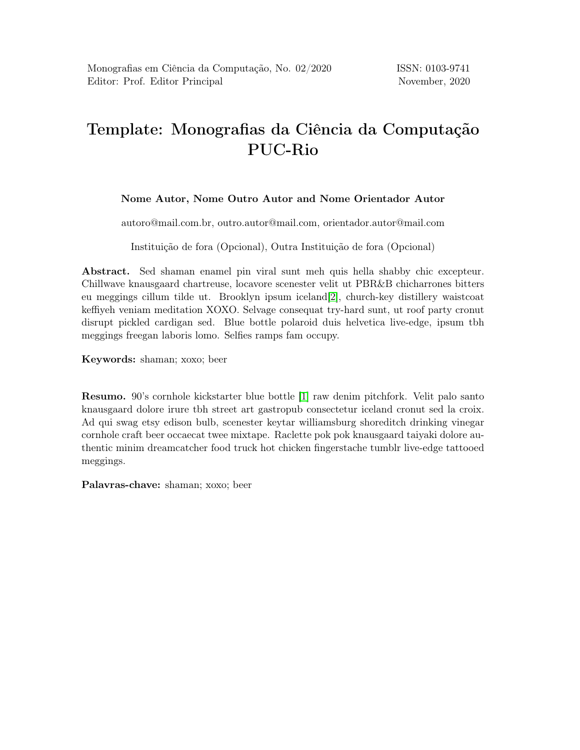Monografias em Ciência da Computação, No. 02/2020 ISSN: 0103-9741
Editor: Prof. Editor Principal November, 2020

# Template: Monografias da Ciência da Computação PUC-Rio

**Nome Autor, Nome Outro Autor and Nome Orientador Autor**

autoro@mail.com.br, outro.autor@mail.com, orientador.autor@mail.com

Instituição de fora (Opcional), Outra Instituição de fora (Opcional)

**Abstract.** Sed shaman enamel pin viral sunt meh quis hella shabby chic excepteur. Chillwave knausgaard chartreuse, locavore scenester velit ut PBR&B chicharrones bitters eu meggings cillum tilde ut. Brooklyn ipsum iceland[2], church-key distillery waistcoat keffiyeh veniam meditation XOXO. Selvage consequat try-hard sunt, ut roof party cronut disrupt pickled cardigan sed. Blue bottle polaroid duis helvetica live-edge, ipsum tbh meggings freegan laboris lomo. Selfies ramps fam occupy.

**Keywords:** shaman; xoxo; beer

**Resumo.** 90's cornhole kickstarter blue bottle [1] raw denim pitchfork. Velit palo santo knausgaard dolore irure tbh street art gastropub consectetur iceland cronut sed la croix. Ad qui swag etsy edison bulb, scenester keytar williamsburg shoreditch drinking vinegar cornhole craft beer occaecat twee mixtape. Raclette pok pok knausgaard taiyaki dolore authentic minim dreamcatcher food truck hot chicken fingerstache tumblr live-edge tattooed meggings.

**Palavras-chave:** shaman; xoxo; beer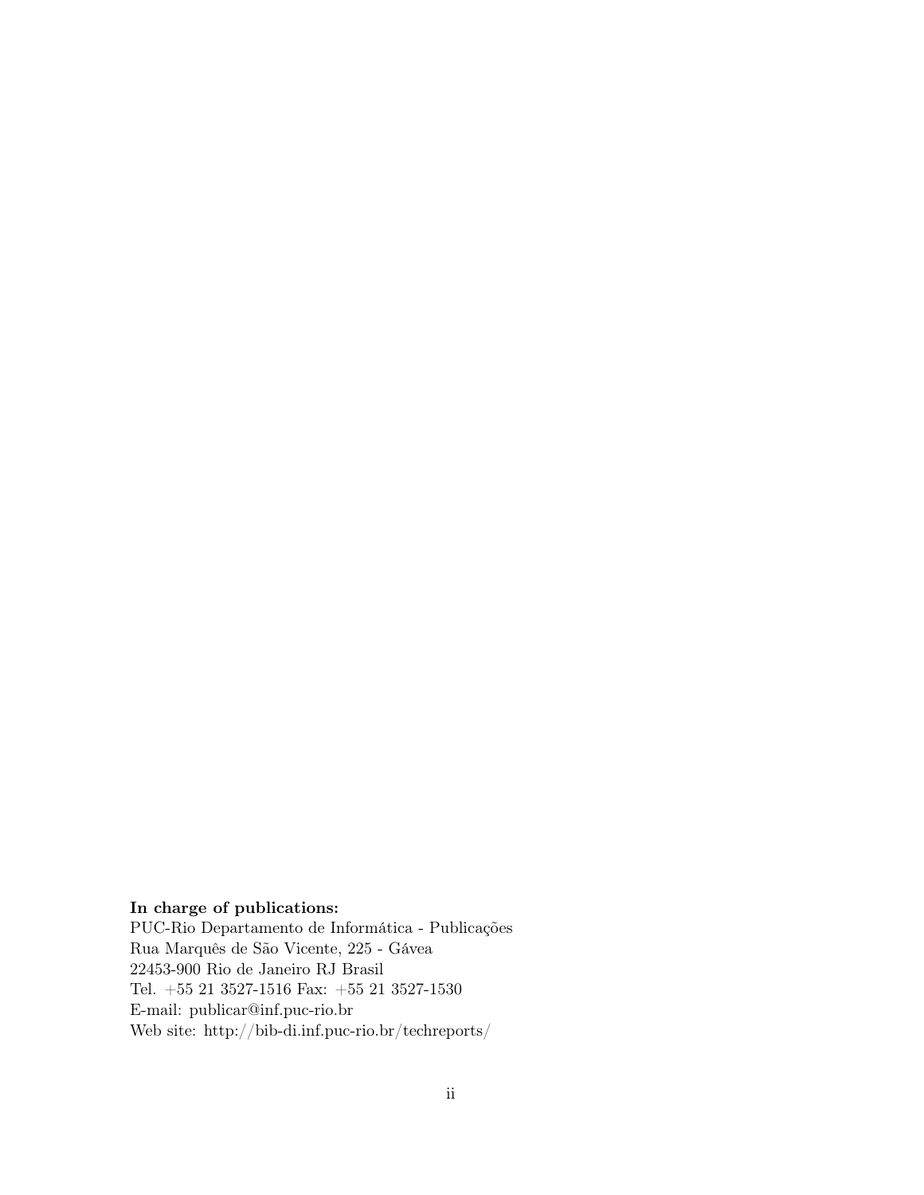**In charge of publications:**
PUC-Rio Departamento de Informática - Publicações
Rua Marquês de São Vicente, 225 - Gávea
22453-900 Rio de Janeiro RJ Brasil
Tel. +55 21 3527-1516 Fax: +55 21 3527-1530
E-mail: publicar@inf.puc-rio.br
Web site: http://bib-di.inf.puc-rio.br/techreports/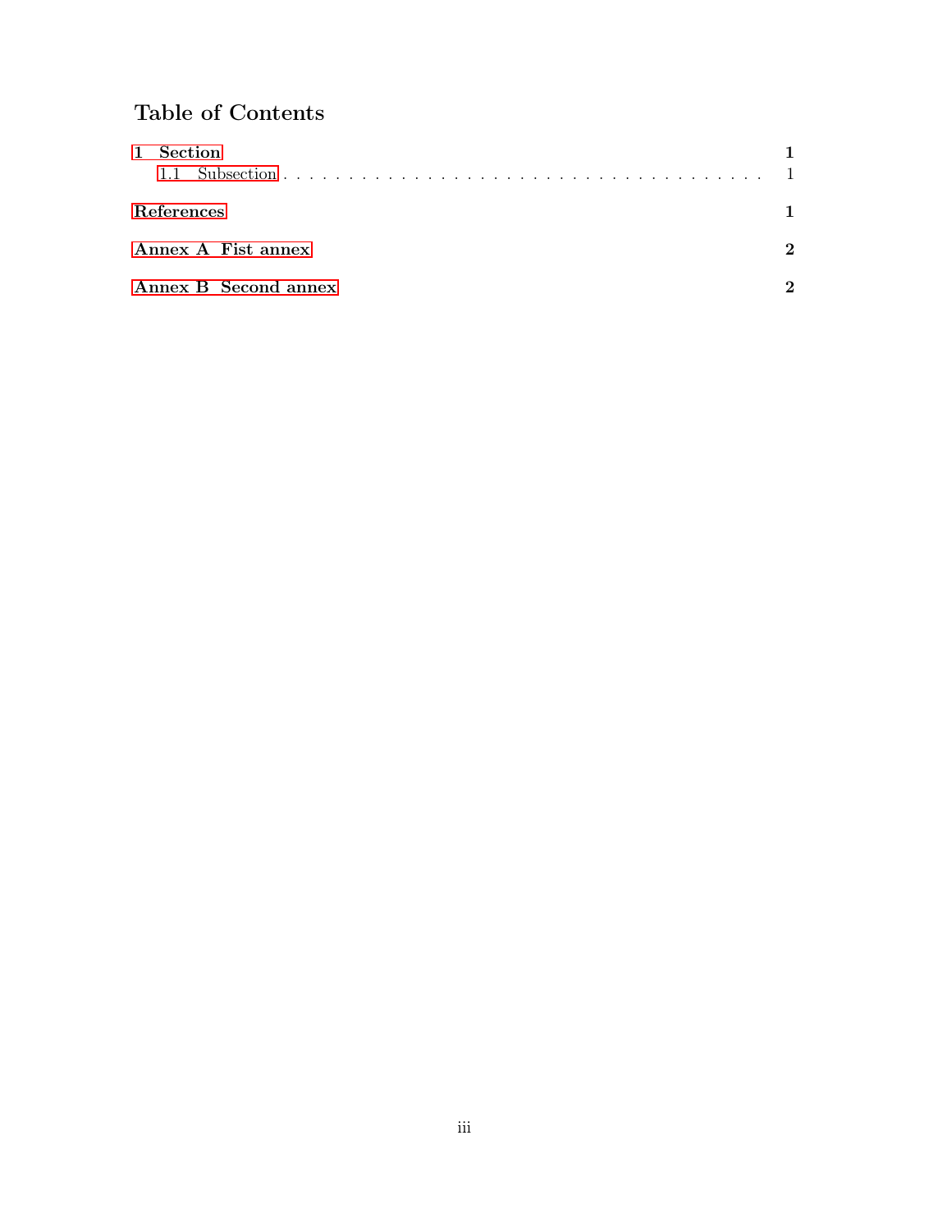## Table of Contents

**1 Section** **1**

1.1 Subsection . . . . . . . . . . . . . . . . . . . . . . . . . . . . . . . . . 1

**References** **1**

**Annex A Fist annex** **2**

**Annex B Second annex** **2**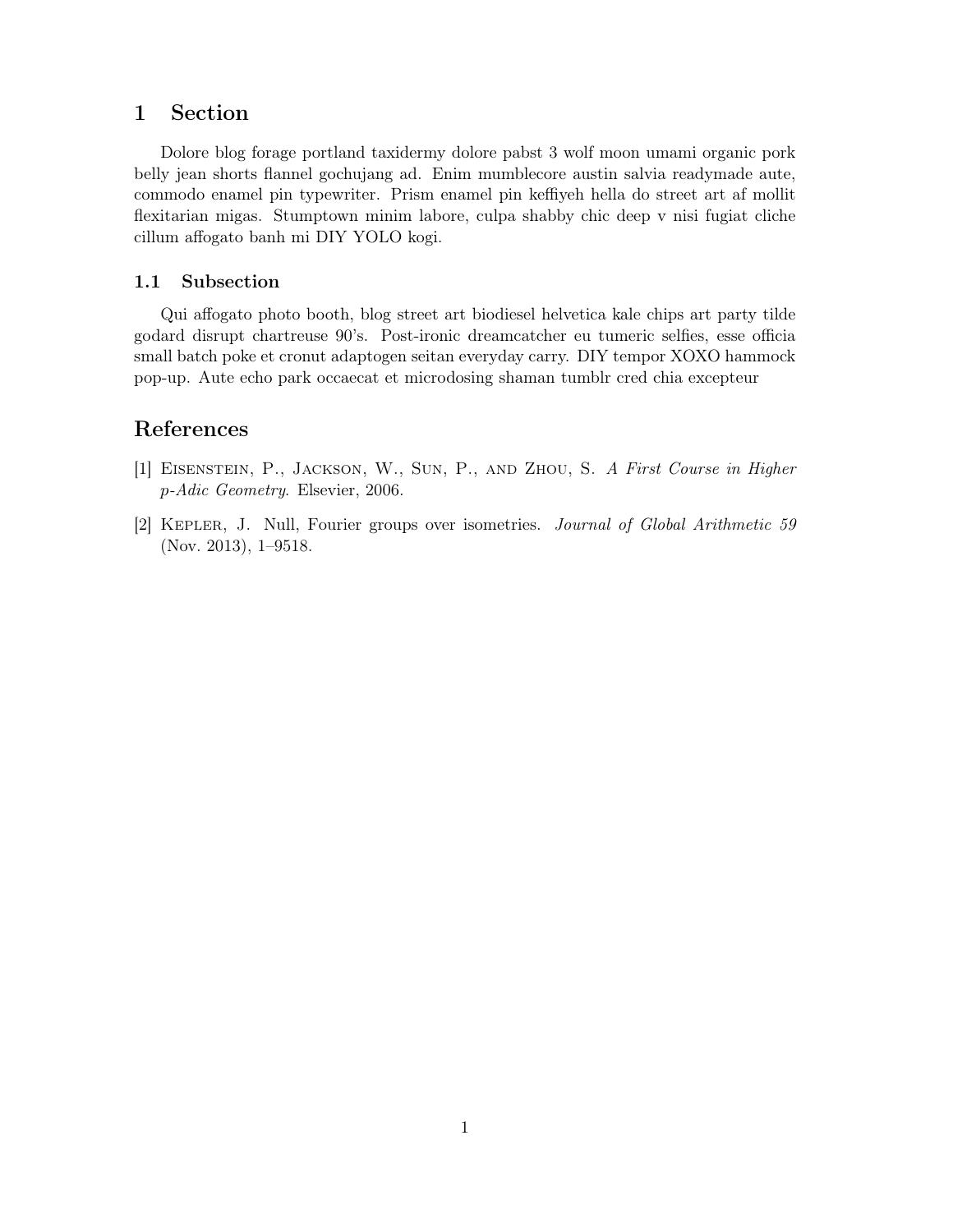# 1 Section

Dolore blog forage portland taxidermy dolore pabst 3 wolf moon umami organic pork belly jean shorts flannel gochujang ad. Enim mumblecore austin salvia readymade aute, commodo enamel pin typewriter. Prism enamel pin keffiyeh hella do street art af mollit flexitarian migas. Stumptown minim labore, culpa shabby chic deep v nisi fugiat cliche cillum affogato banh mi DIY YOLO kogi.

## 1.1 Subsection

Qui affogato photo booth, blog street art biodiesel helvetica kale chips art party tilde godard disrupt chartreuse 90's. Post-ironic dreamcatcher eu tumeric selfies, esse officia small batch poke et cronut adaptogen seitan everyday carry. DIY tempor XOXO hammock pop-up. Aute echo park occaecat et microdosing shaman tumblr cred chia excepteur

# References

[1] Eisenstein, P., Jackson, W., Sun, P., and Zhou, S. *A First Course in Higher p-Adic Geometry*. Elsevier, 2006.

[2] Kepler, J. Null, Fourier groups over isometries. *Journal of Global Arithmetic 59* (Nov. 2013), 1–9518.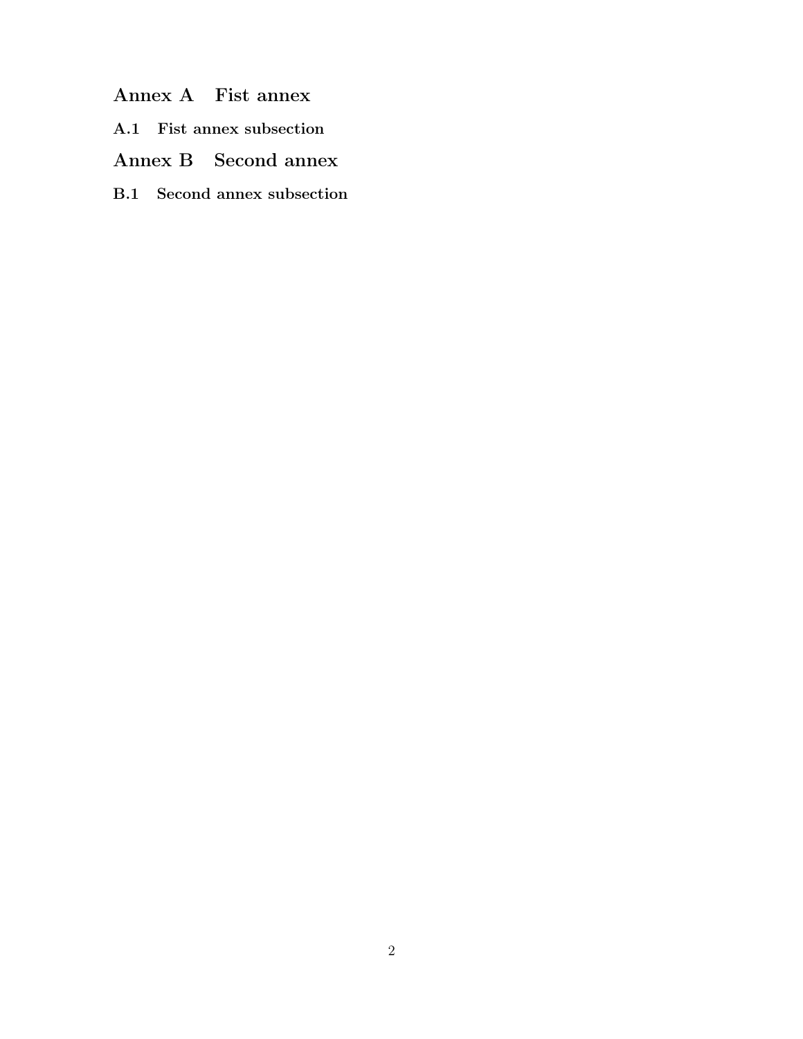# Annex A Fist annex

## A.1 Fist annex subsection

# Annex B Second annex

## B.1 Second annex subsection